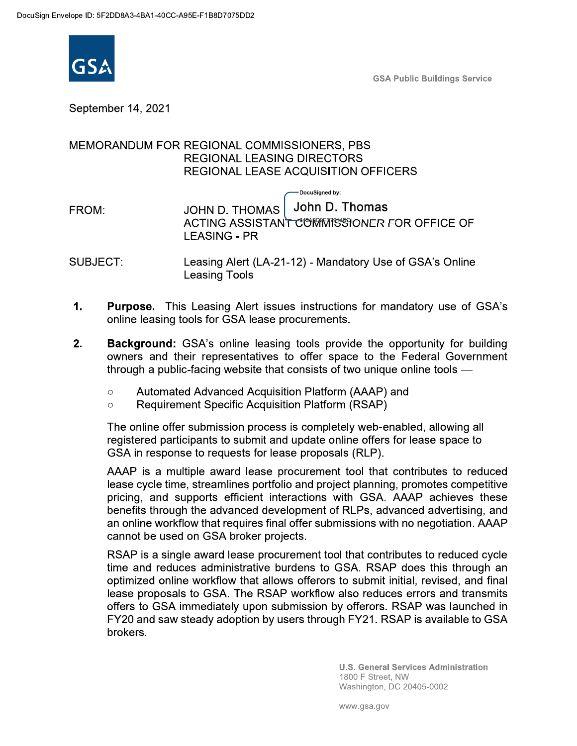DocuSign Envelope ID: 5F2DD8A3-4BA1-40CC-A95E-F1B8D7075DD2

GSA Public Buildings Service

September 14, 2021

MEMORANDUM FOR REGIONAL COMMISSIONERS, PBS
REGIONAL LEASING DIRECTORS
REGIONAL LEASE ACQUISITION OFFICERS

FROM: JOHN D. THOMAS
ACTING ASSISTANT COMMISSIONER FOR OFFICE OF LEASING - PR

DocuSigned by: John D. Thomas

SUBJECT: Leasing Alert (LA-21-12) - Mandatory Use of GSA's Online Leasing Tools

1. **Purpose.** This Leasing Alert issues instructions for mandatory use of GSA's online leasing tools for GSA lease procurements.

2. **Background:** GSA's online leasing tools provide the opportunity for building owners and their representatives to offer space to the Federal Government through a public-facing website that consists of two unique online tools —

   - Automated Advanced Acquisition Platform (AAAP) and
   - Requirement Specific Acquisition Platform (RSAP)

   The online offer submission process is completely web-enabled, allowing all registered participants to submit and update online offers for lease space to GSA in response to requests for lease proposals (RLP).

   AAAP is a multiple award lease procurement tool that contributes to reduced lease cycle time, streamlines portfolio and project planning, promotes competitive pricing, and supports efficient interactions with GSA. AAAP achieves these benefits through the advanced development of RLPs, advanced advertising, and an online workflow that requires final offer submissions with no negotiation. AAAP cannot be used on GSA broker projects.

   RSAP is a single award lease procurement tool that contributes to reduced cycle time and reduces administrative burdens to GSA. RSAP does this through an optimized online workflow that allows offerors to submit initial, revised, and final lease proposals to GSA. The RSAP workflow also reduces errors and transmits offers to GSA immediately upon submission by offerors. RSAP was launched in FY20 and saw steady adoption by users through FY21. RSAP is available to GSA brokers.

U.S. General Services Administration
1800 F Street, NW
Washington, DC 20405-0002

www.gsa.gov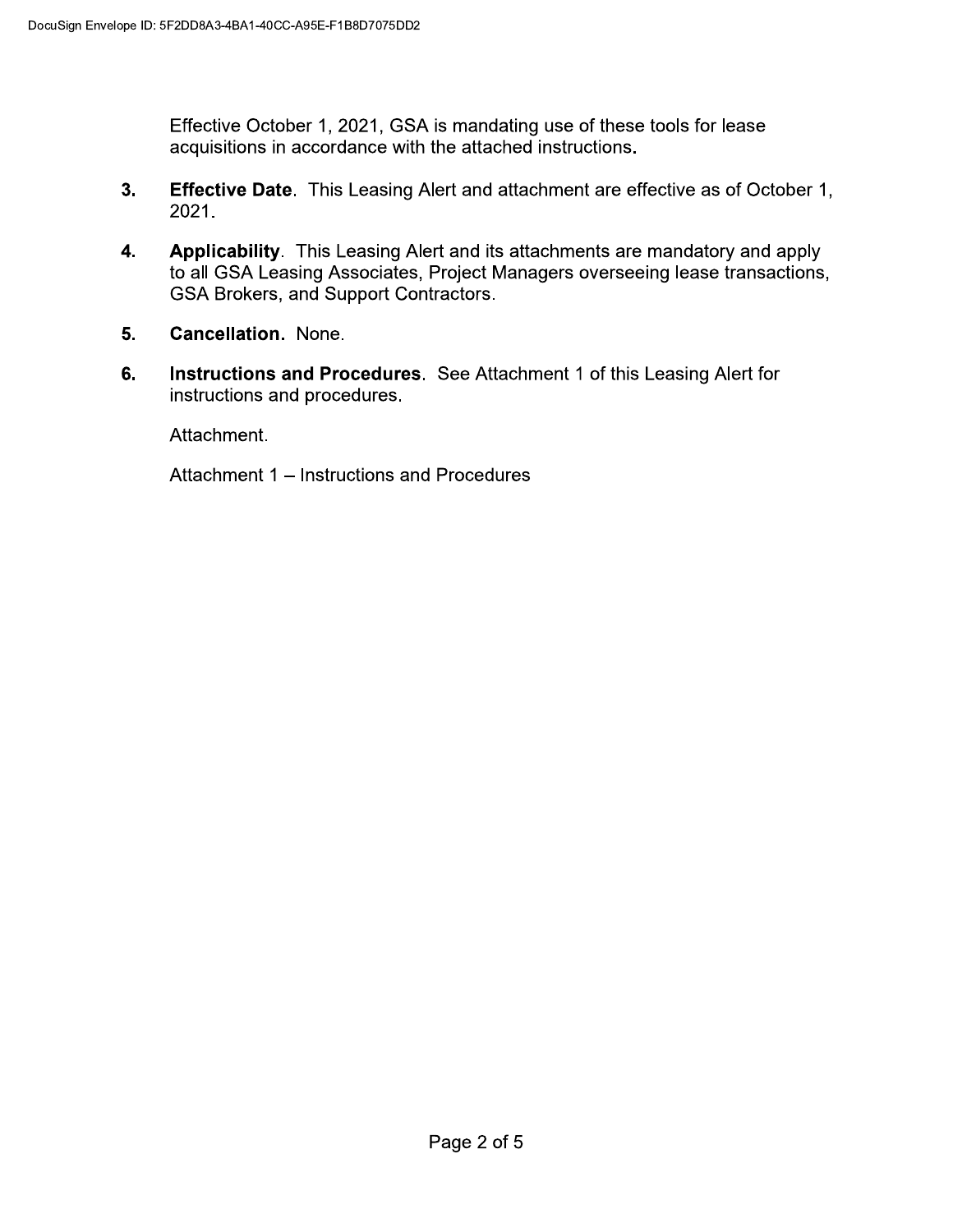Effective October 1, 2021, GSA is mandating use of these tools for lease acquisitions in accordance with the attached instructions.

3. **Effective Date**. This Leasing Alert and attachment are effective as of October 1, 2021.

4. **Applicability**. This Leasing Alert and its attachments are mandatory and apply to all GSA Leasing Associates, Project Managers overseeing lease transactions, GSA Brokers, and Support Contractors.

5. **Cancellation.** None.

6. **Instructions and Procedures**. See Attachment 1 of this Leasing Alert for instructions and procedures.

Attachment.

Attachment 1 – Instructions and Procedures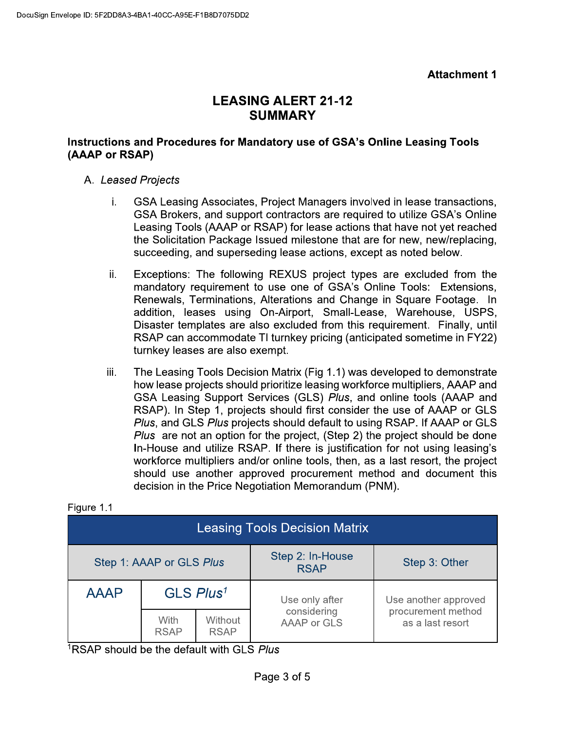**Attachment 1**

# LEASING ALERT 21-12 SUMMARY

## Instructions and Procedures for Mandatory use of GSA's Online Leasing Tools (AAAP or RSAP)

A. *Leased Projects*

i. GSA Leasing Associates, Project Managers involved in lease transactions, GSA Brokers, and support contractors are required to utilize GSA's Online Leasing Tools (AAAP or RSAP) for lease actions that have not yet reached the Solicitation Package Issued milestone that are for new, new/replacing, succeeding, and superseding lease actions, except as noted below.

ii. Exceptions: The following REXUS project types are excluded from the mandatory requirement to use one of GSA's Online Tools: Extensions, Renewals, Terminations, Alterations and Change in Square Footage. In addition, leases using On-Airport, Small-Lease, Warehouse, USPS, Disaster templates are also excluded from this requirement. Finally, until RSAP can accommodate TI turnkey pricing (anticipated sometime in FY22) turnkey leases are also exempt.

iii. The Leasing Tools Decision Matrix (Fig 1.1) was developed to demonstrate how lease projects should prioritize leasing workforce multipliers, AAAP and GSA Leasing Support Services (GLS) *Plus*, and online tools (AAAP and RSAP). In Step 1, projects should first consider the use of AAAP or GLS *Plus*, and GLS *Plus* projects should default to using RSAP. If AAAP or GLS *Plus* are not an option for the project, (Step 2) the project should be done In-House and utilize RSAP. If there is justification for not using leasing's workforce multipliers and/or online tools, then, as a last resort, the project should use another approved procurement method and document this decision in the Price Negotiation Memorandum (PNM).

Figure 1.1

| Leasing Tools Decision Matrix | | | | |
|---|---|---|---|---|
| Step 1: AAAP or GLS *Plus* | | | Step 2: In-House RSAP | Step 3: Other |
| AAAP | GLS *Plus*[1] | | Use only after considering AAAP or GLS | Use another approved procurement method as a last resort |
| | With RSAP | Without RSAP | | |

[1]RSAP should be the default with GLS *Plus*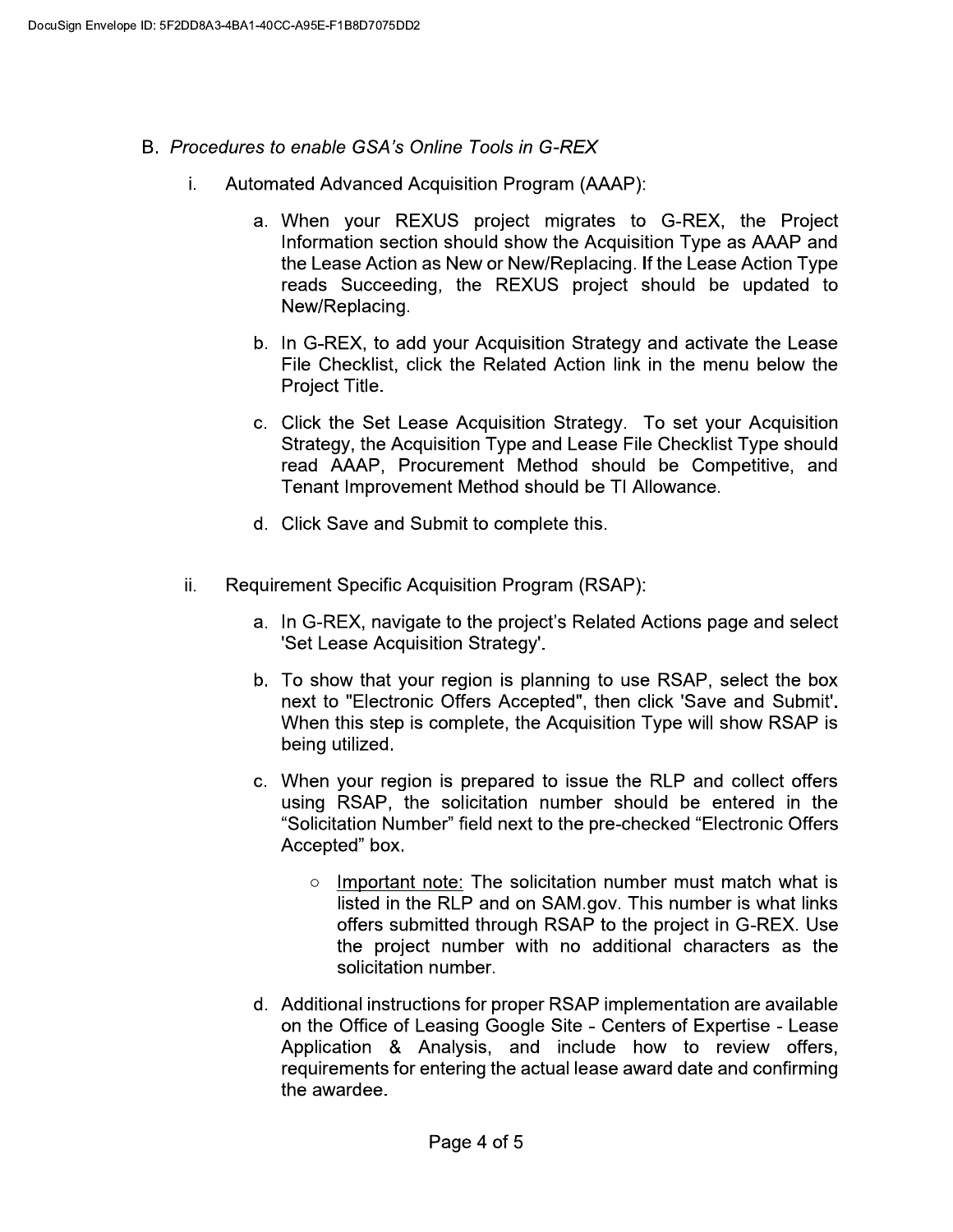B. *Procedures to enable GSA's Online Tools in G-REX*

i. Automated Advanced Acquisition Program (AAAP):

   a. When your REXUS project migrates to G-REX, the Project Information section should show the Acquisition Type as AAAP and the Lease Action as New or New/Replacing. If the Lease Action Type reads Succeeding, the REXUS project should be updated to New/Replacing.

   b. In G-REX, to add your Acquisition Strategy and activate the Lease File Checklist, click the Related Action link in the menu below the Project Title.

   c. Click the Set Lease Acquisition Strategy. To set your Acquisition Strategy, the Acquisition Type and Lease File Checklist Type should read AAAP, Procurement Method should be Competitive, and Tenant Improvement Method should be TI Allowance.

   d. Click Save and Submit to complete this.

ii. Requirement Specific Acquisition Program (RSAP):

   a. In G-REX, navigate to the project's Related Actions page and select 'Set Lease Acquisition Strategy'.

   b. To show that your region is planning to use RSAP, select the box next to "Electronic Offers Accepted", then click 'Save and Submit'. When this step is complete, the Acquisition Type will show RSAP is being utilized.

   c. When your region is prepared to issue the RLP and collect offers using RSAP, the solicitation number should be entered in the "Solicitation Number" field next to the pre-checked "Electronic Offers Accepted" box.

      - Important note: The solicitation number must match what is listed in the RLP and on SAM.gov. This number is what links offers submitted through RSAP to the project in G-REX. Use the project number with no additional characters as the solicitation number.

   d. Additional instructions for proper RSAP implementation are available on the Office of Leasing Google Site - Centers of Expertise - Lease Application & Analysis, and include how to review offers, requirements for entering the actual lease award date and confirming the awardee.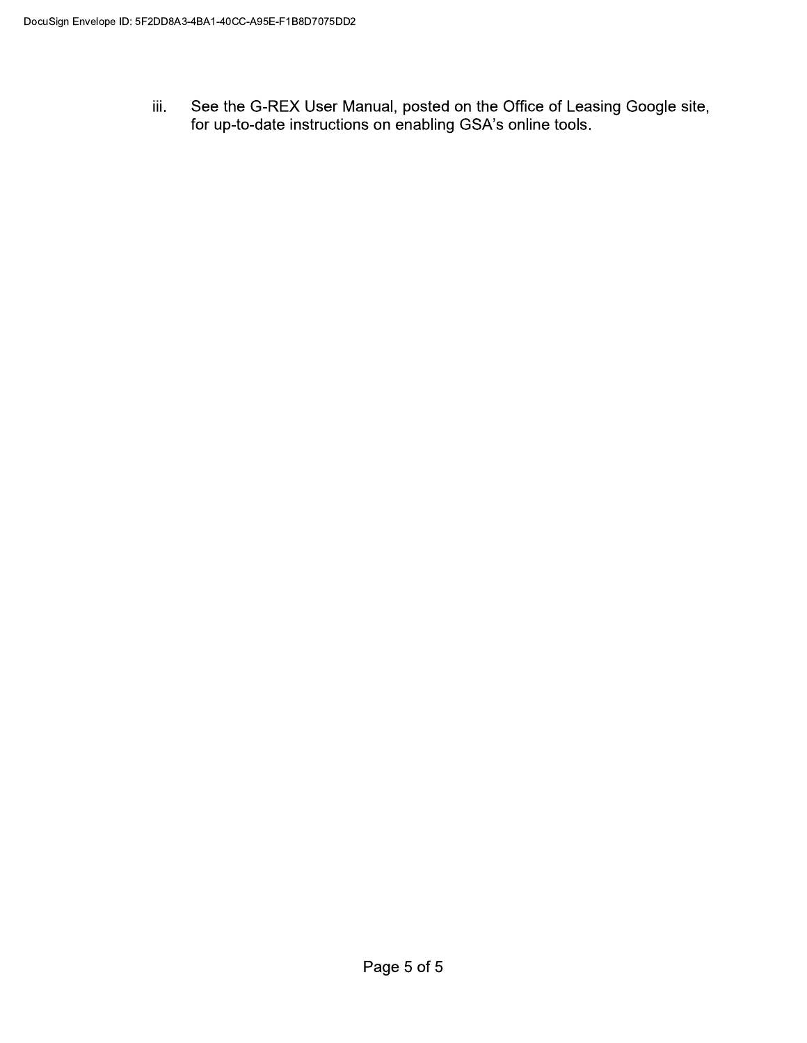iii. See the G-REX User Manual, posted on the Office of Leasing Google site, for up-to-date instructions on enabling GSA's online tools.